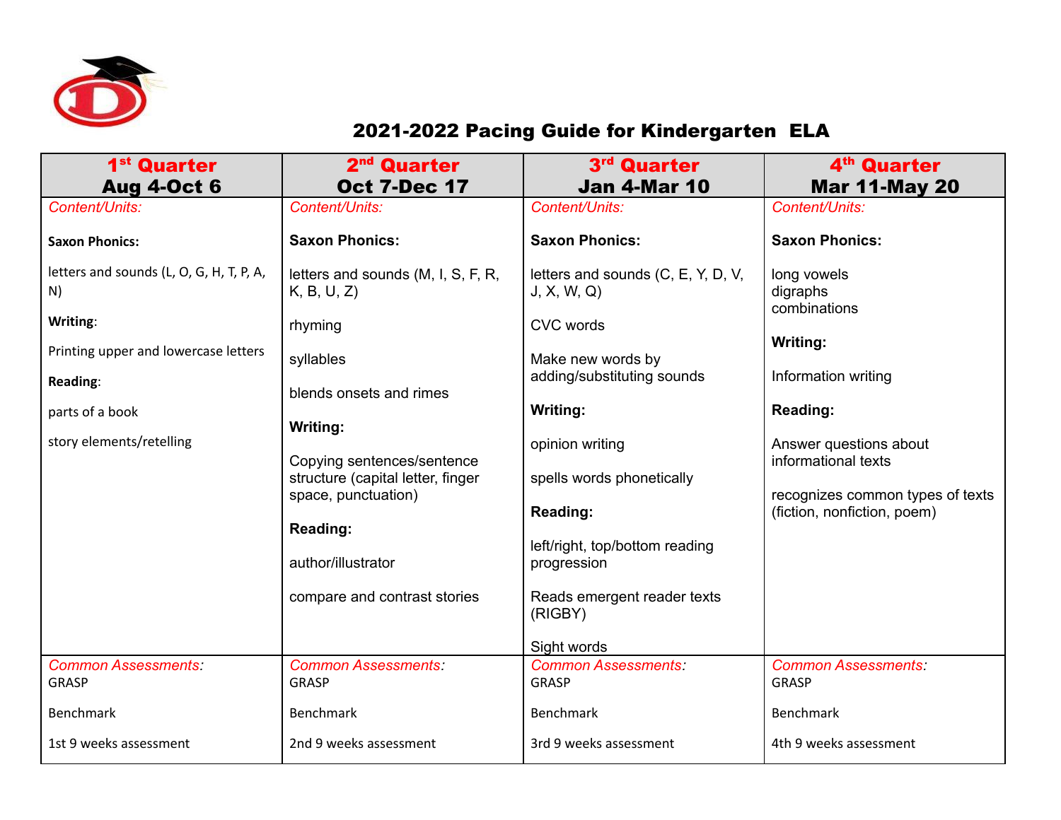# 2021-2022 Pacing Guide for Kindergarten ELA

| 1st Quarter<br>Aug 4-Oct 6 | 2nd Quarter<br>Oct 7-Dec 17 | 3rd Quarter<br>Jan 4-Mar 10 | 4th Quarter<br>Mar 11-May 20 |
|---|---|---|---|
| *Content/Units:*<br><br>**Saxon Phonics:**<br><br>letters and sounds (L, O, G, H, T, P, A, N)<br><br>**Writing**:<br><br>Printing upper and lowercase letters<br><br>**Reading**:<br><br>parts of a book<br><br>story elements/retelling | *Content/Units:*<br><br>**Saxon Phonics:**<br><br>letters and sounds (M, I, S, F, R, K, B, U, Z)<br><br>rhyming<br><br>syllables<br><br>blends onsets and rimes<br><br>**Writing:**<br><br>Copying sentences/sentence structure (capital letter, finger space, punctuation)<br><br>**Reading:**<br><br>author/illustrator<br><br>compare and contrast stories | *Content/Units:*<br><br>**Saxon Phonics:**<br><br>letters and sounds (C, E, Y, D, V, J, X, W, Q)<br><br>CVC words<br><br>Make new words by adding/substituting sounds<br><br>**Writing:**<br><br>opinion writing<br><br>spells words phonetically<br><br>**Reading:**<br><br>left/right, top/bottom reading progression<br><br>Reads emergent reader texts (RIGBY)<br><br>Sight words | *Content/Units:*<br><br>**Saxon Phonics:**<br><br>long vowels<br>digraphs<br>combinations<br><br>**Writing:**<br><br>Information writing<br><br>**Reading:**<br><br>Answer questions about informational texts<br><br>recognizes common types of texts (fiction, nonfiction, poem) |
| *Common Assessments:*<br>GRASP<br><br>Benchmark<br><br>1st 9 weeks assessment | *Common Assessments:*<br>GRASP<br><br>Benchmark<br><br>2nd 9 weeks assessment | *Common Assessments:*<br>GRASP<br><br>Benchmark<br><br>3rd 9 weeks assessment | *Common Assessments:*<br>GRASP<br><br>Benchmark<br><br>4th 9 weeks assessment |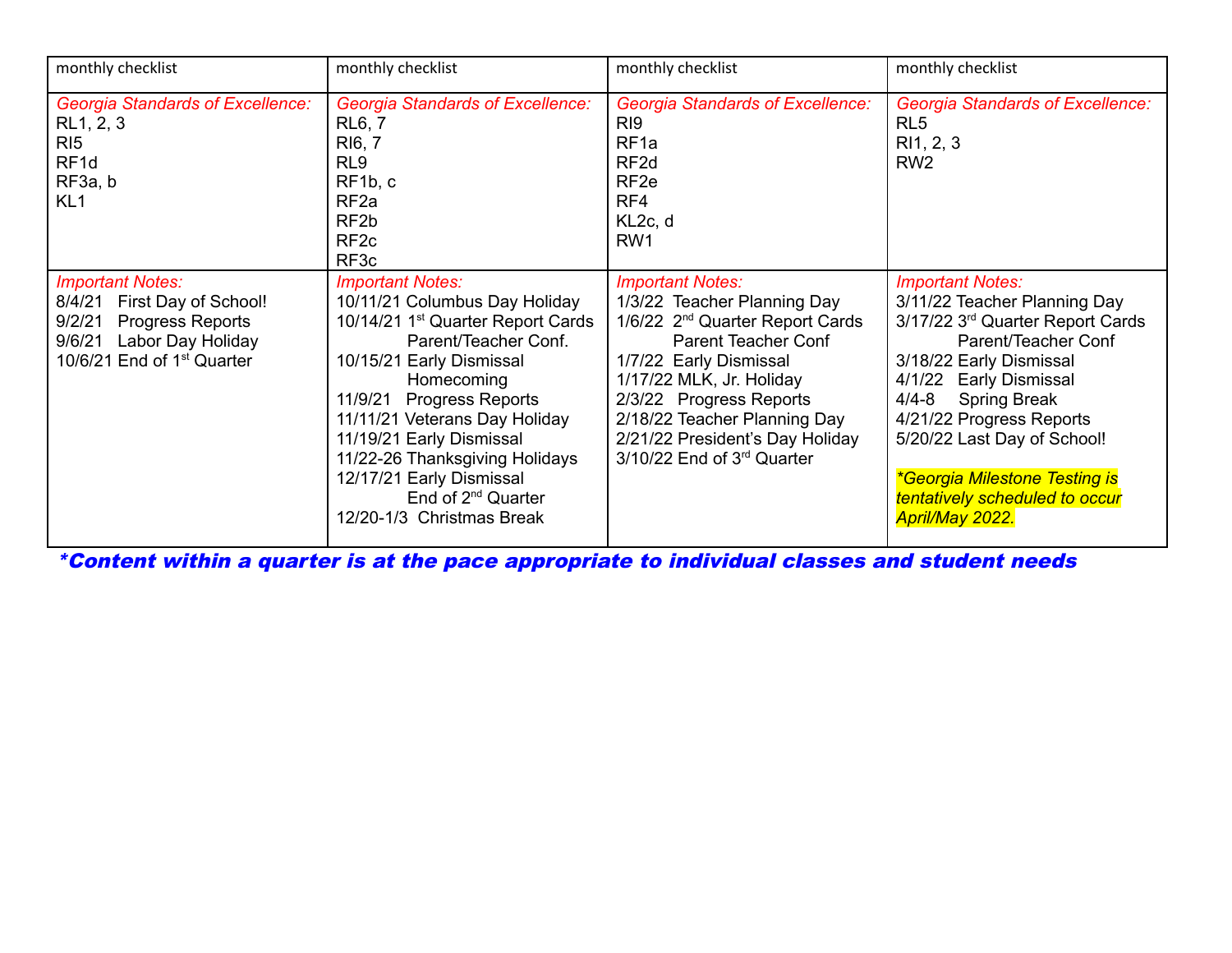| monthly checklist | monthly checklist | monthly checklist | monthly checklist |
| --- | --- | --- | --- |
| *Georgia Standards of Excellence:*<br>RL1, 2, 3<br>RI5<br>RF1d<br>RF3a, b<br>KL1 | *Georgia Standards of Excellence:*<br>RL6, 7<br>RI6, 7<br>RL9<br>RF1b, c<br>RF2a<br>RF2b<br>RF2c<br>RF3c | *Georgia Standards of Excellence:*<br>RI9<br>RF1a<br>RF2d<br>RF2e<br>RF4<br>KL2c, d<br>RW1 | *Georgia Standards of Excellence:*<br>RL5<br>RI1, 2, 3<br>RW2 |
| *Important Notes:*<br>8/4/21 First Day of School!<br>9/2/21 Progress Reports<br>9/6/21 Labor Day Holiday<br>10/6/21 End of 1st Quarter | *Important Notes:*<br>10/11/21 Columbus Day Holiday<br>10/14/21 1st Quarter Report Cards Parent/Teacher Conf.<br>10/15/21 Early Dismissal Homecoming<br>11/9/21 Progress Reports<br>11/11/21 Veterans Day Holiday<br>11/19/21 Early Dismissal<br>11/22-26 Thanksgiving Holidays<br>12/17/21 Early Dismissal End of 2nd Quarter<br>12/20-1/3 Christmas Break | *Important Notes:*<br>1/3/22 Teacher Planning Day<br>1/6/22 2nd Quarter Report Cards Parent Teacher Conf<br>1/7/22 Early Dismissal<br>1/17/22 MLK, Jr. Holiday<br>2/3/22 Progress Reports<br>2/18/22 Teacher Planning Day<br>2/21/22 President's Day Holiday<br>3/10/22 End of 3rd Quarter | *Important Notes:*<br>3/11/22 Teacher Planning Day<br>3/17/22 3rd Quarter Report Cards Parent/Teacher Conf<br>3/18/22 Early Dismissal<br>4/1/22 Early Dismissal<br>4/4-8 Spring Break<br>4/21/22 Progress Reports<br>5/20/22 Last Day of School!<br><br>*\*Georgia Milestone Testing is tentatively scheduled to occur April/May 2022.* |

***Content within a quarter is at the pace appropriate to individual classes and student needs***